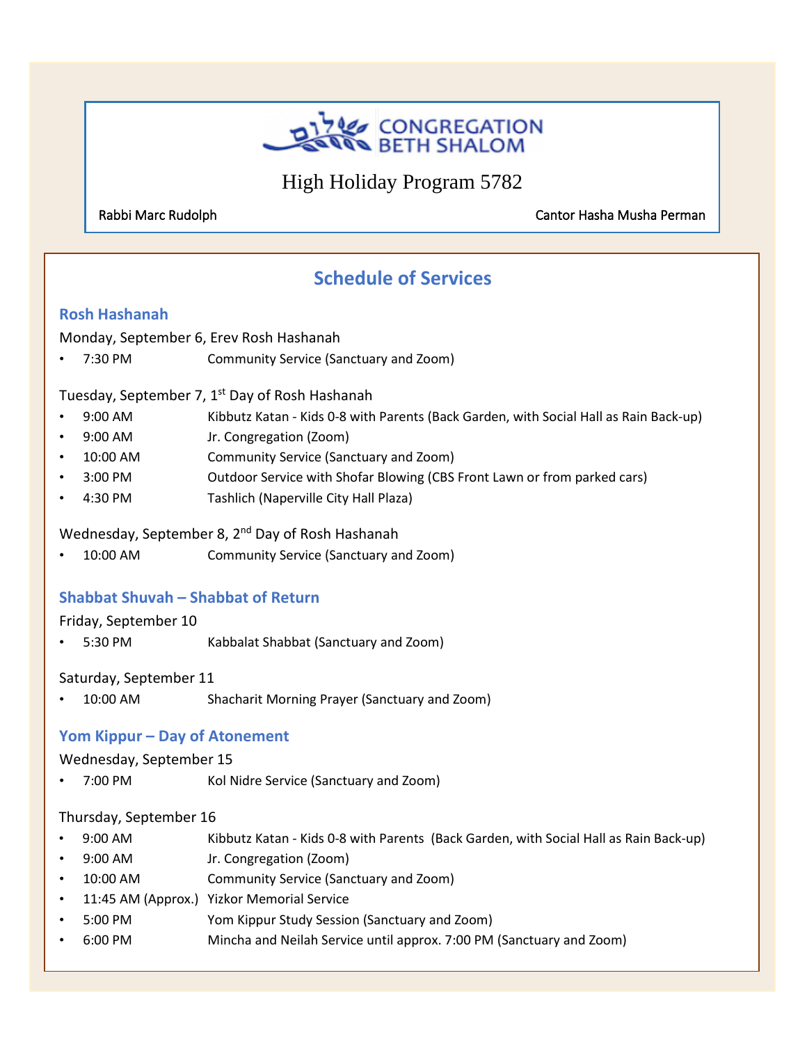# CONGREGATION BETH SHALOM

## High Holiday Program 5782

Rabbi Marc Rudolph

Cantor Hasha Musha Perman

## Schedule of Services

### Rosh Hashanah

Monday, September 6, Erev Rosh Hashanah

- 7:30 PM Community Service (Sanctuary and Zoom)

Tuesday, September 7, 1st Day of Rosh Hashanah

- 9:00 AM Kibbutz Katan - Kids 0-8 with Parents (Back Garden, with Social Hall as Rain Back-up)
- 9:00 AM Jr. Congregation (Zoom)
- 10:00 AM Community Service (Sanctuary and Zoom)
- 3:00 PM Outdoor Service with Shofar Blowing (CBS Front Lawn or from parked cars)
- 4:30 PM Tashlich (Naperville City Hall Plaza)

Wednesday, September 8, 2nd Day of Rosh Hashanah

- 10:00 AM Community Service (Sanctuary and Zoom)

### Shabbat Shuvah – Shabbat of Return

Friday, September 10

- 5:30 PM Kabbalat Shabbat (Sanctuary and Zoom)

Saturday, September 11

- 10:00 AM Shacharit Morning Prayer (Sanctuary and Zoom)

### Yom Kippur – Day of Atonement

Wednesday, September 15

- 7:00 PM Kol Nidre Service (Sanctuary and Zoom)

Thursday, September 16

- 9:00 AM Kibbutz Katan - Kids 0-8 with Parents (Back Garden, with Social Hall as Rain Back-up)
- 9:00 AM Jr. Congregation (Zoom)
- 10:00 AM Community Service (Sanctuary and Zoom)
- 11:45 AM (Approx.) Yizkor Memorial Service
- 5:00 PM Yom Kippur Study Session (Sanctuary and Zoom)
- 6:00 PM Mincha and Neilah Service until approx. 7:00 PM (Sanctuary and Zoom)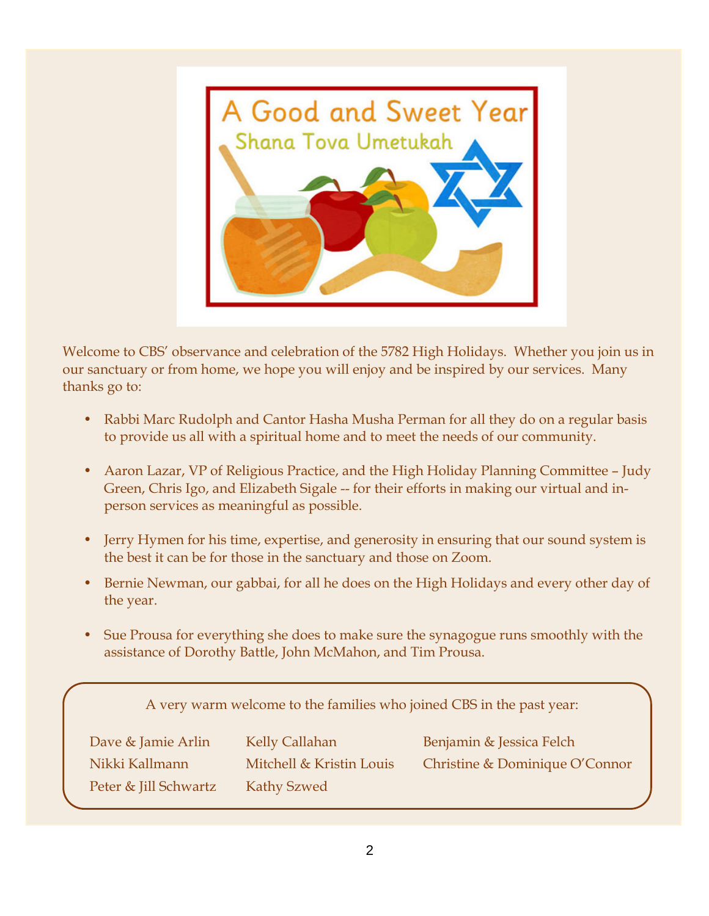A Good and Sweet Year

Shana Tova Umetukah

Welcome to CBS' observance and celebration of the 5782 High Holidays. Whether you join us in our sanctuary or from home, we hope you will enjoy and be inspired by our services. Many thanks go to:

- Rabbi Marc Rudolph and Cantor Hasha Musha Perman for all they do on a regular basis to provide us all with a spiritual home and to meet the needs of our community.
- Aaron Lazar, VP of Religious Practice, and the High Holiday Planning Committee – Judy Green, Chris Igo, and Elizabeth Sigale -- for their efforts in making our virtual and in-person services as meaningful as possible.
- Jerry Hymen for his time, expertise, and generosity in ensuring that our sound system is the best it can be for those in the sanctuary and those on Zoom.
- Bernie Newman, our gabbai, for all he does on the High Holidays and every other day of the year.
- Sue Prousa for everything she does to make sure the synagogue runs smoothly with the assistance of Dorothy Battle, John McMahon, and Tim Prousa.

A very warm welcome to the families who joined CBS in the past year:

Dave & Jamie Arlin
Kelly Callahan
Benjamin & Jessica Felch
Nikki Kallmann
Mitchell & Kristin Louis
Christine & Dominique O'Connor
Peter & Jill Schwartz
Kathy Szwed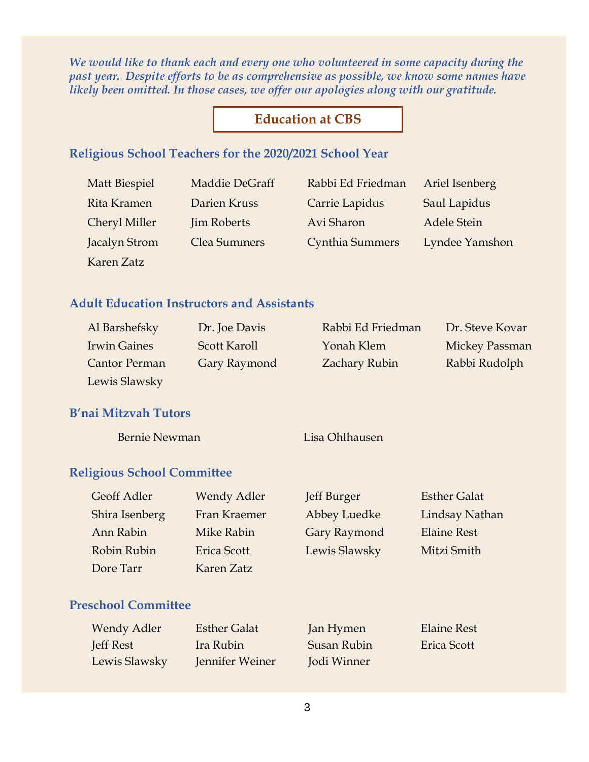*We would like to thank each and every one who volunteered in some capacity during the past year. Despite efforts to be as comprehensive as possible, we know some names have likely been omitted. In those cases, we offer our apologies along with our gratitude.*

## Education at CBS

### Religious School Teachers for the 2020/2021 School Year

Matt Biespiel
Maddie DeGraff
Rabbi Ed Friedman
Ariel Isenberg
Rita Kramen
Darien Kruss
Carrie Lapidus
Saul Lapidus
Cheryl Miller
Jim Roberts
Avi Sharon
Adele Stein
Jacalyn Strom
Clea Summers
Cynthia Summers
Lyndee Yamshon
Karen Zatz

### Adult Education Instructors and Assistants

Al Barshefsky
Dr. Joe Davis
Rabbi Ed Friedman
Dr. Steve Kovar
Irwin Gaines
Scott Karoll
Yonah Klem
Mickey Passman
Cantor Perman
Gary Raymond
Zachary Rubin
Rabbi Rudolph
Lewis Slawsky

### B'nai Mitzvah Tutors

Bernie Newman
Lisa Ohlhausen

### Religious School Committee

Geoff Adler
Wendy Adler
Jeff Burger
Esther Galat
Shira Isenberg
Fran Kraemer
Abbey Luedke
Lindsay Nathan
Ann Rabin
Mike Rabin
Gary Raymond
Elaine Rest
Robin Rubin
Erica Scott
Lewis Slawsky
Mitzi Smith
Dore Tarr
Karen Zatz

### Preschool Committee

Wendy Adler
Esther Galat
Jan Hymen
Elaine Rest
Jeff Rest
Ira Rubin
Susan Rubin
Erica Scott
Lewis Slawsky
Jennifer Weiner
Jodi Winner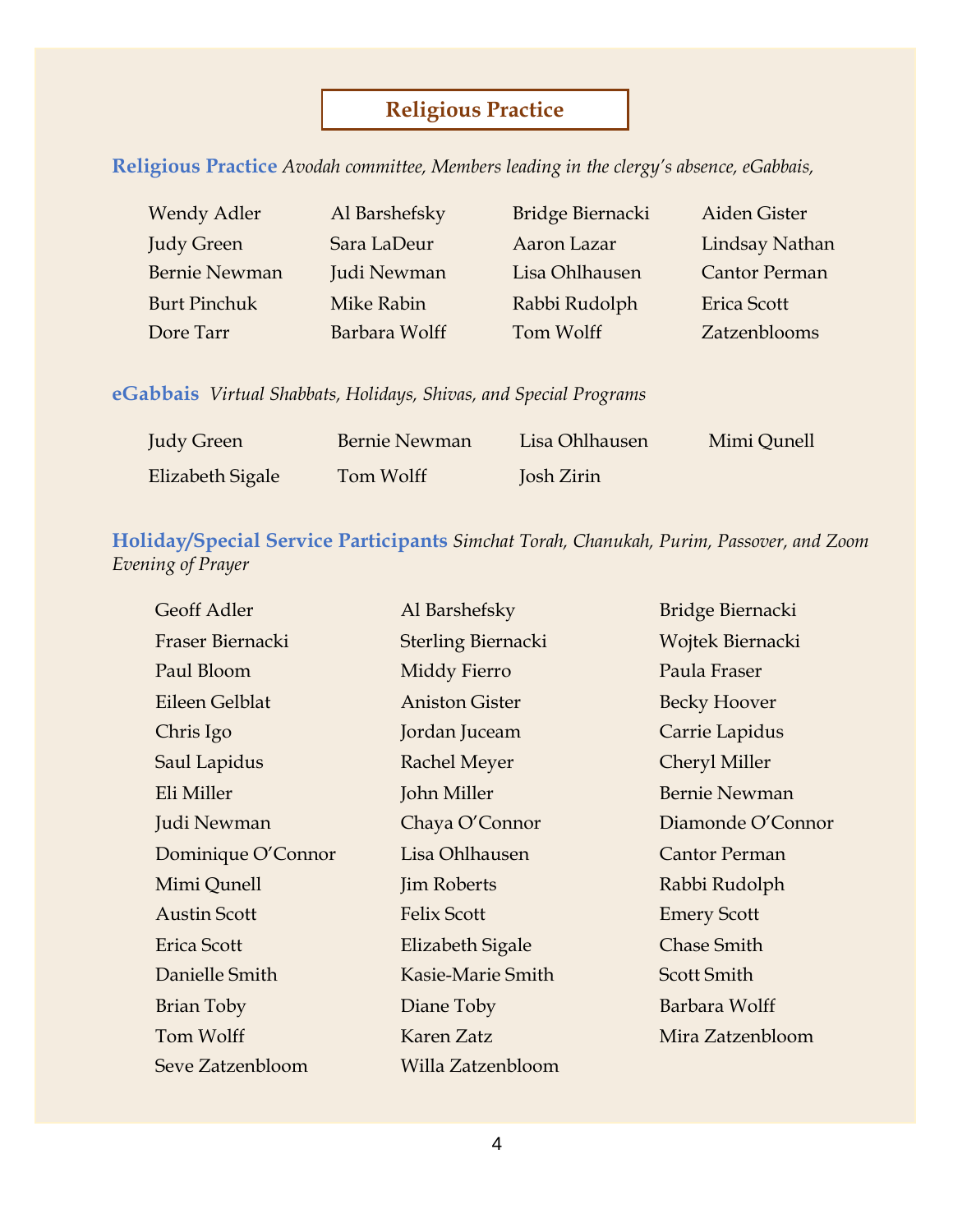# Religious Practice

**Religious Practice** *Avodah committee, Members leading in the clergy's absence, eGabbais,*

- Wendy Adler
- Al Barshefsky
- Bridge Biernacki
- Aiden Gister
- Judy Green
- Sara LaDeur
- Aaron Lazar
- Lindsay Nathan
- Bernie Newman
- Judi Newman
- Lisa Ohlhausen
- Cantor Perman
- Burt Pinchuk
- Mike Rabin
- Rabbi Rudolph
- Erica Scott
- Dore Tarr
- Barbara Wolff
- Tom Wolff
- Zatzenblooms

**eGabbais** *Virtual Shabbats, Holidays, Shivas, and Special Programs*

- Judy Green
- Bernie Newman
- Lisa Ohlhausen
- Mimi Qunell
- Elizabeth Sigale
- Tom Wolff
- Josh Zirin

**Holiday/Special Service Participants** *Simchat Torah, Chanukah, Purim, Passover, and Zoom Evening of Prayer*

- Geoff Adler
- Al Barshefsky
- Bridge Biernacki
- Fraser Biernacki
- Sterling Biernacki
- Wojtek Biernacki
- Paul Bloom
- Middy Fierro
- Paula Fraser
- Eileen Gelblat
- Aniston Gister
- Becky Hoover
- Chris Igo
- Jordan Juceam
- Carrie Lapidus
- Saul Lapidus
- Rachel Meyer
- Cheryl Miller
- Eli Miller
- John Miller
- Bernie Newman
- Judi Newman
- Chaya O'Connor
- Diamonde O'Connor
- Dominique O'Connor
- Lisa Ohlhausen
- Cantor Perman
- Mimi Qunell
- Jim Roberts
- Rabbi Rudolph
- Austin Scott
- Felix Scott
- Emery Scott
- Erica Scott
- Elizabeth Sigale
- Chase Smith
- Danielle Smith
- Kasie-Marie Smith
- Scott Smith
- Brian Toby
- Diane Toby
- Barbara Wolff
- Tom Wolff
- Karen Zatz
- Mira Zatzenbloom
- Seve Zatzenbloom
- Willa Zatzenbloom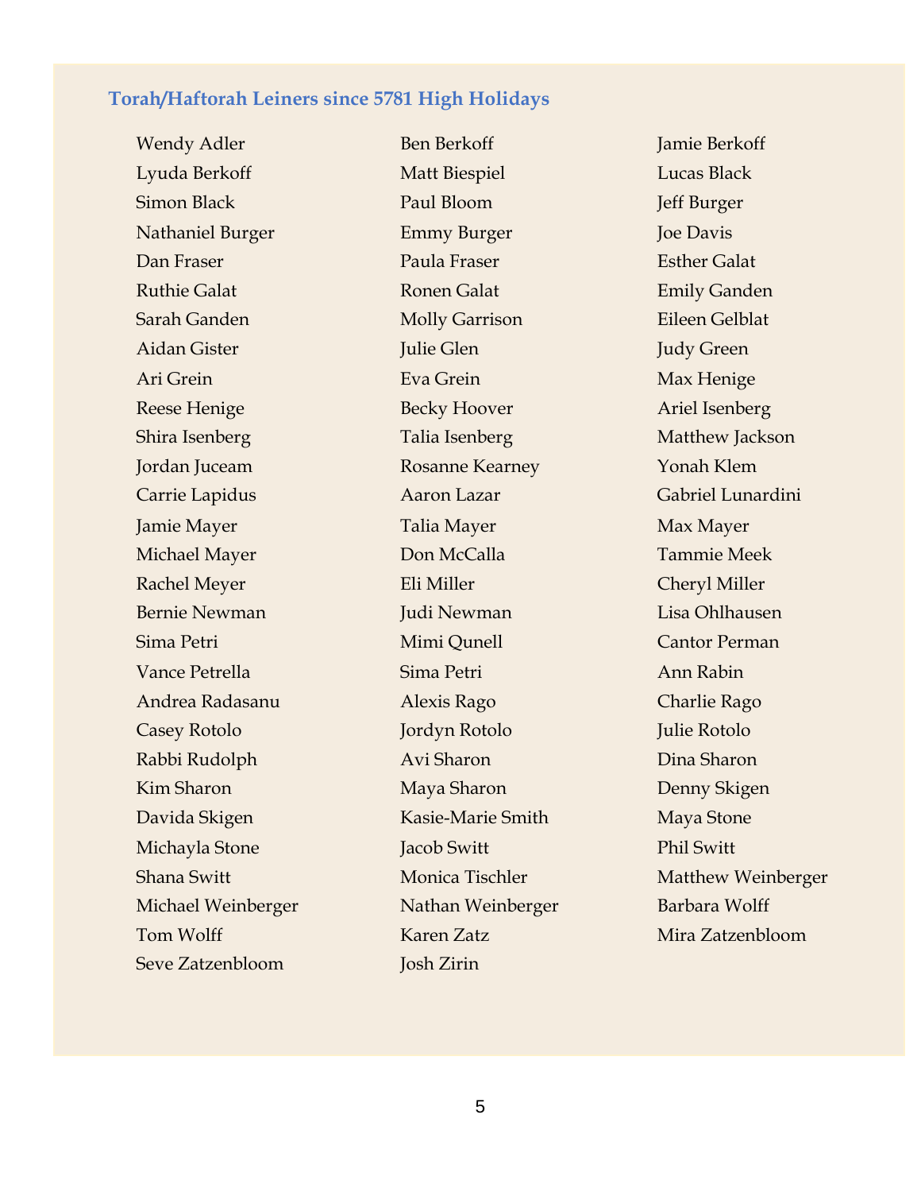## Torah/Haftorah Leiners since 5781 High Holidays

Wendy Adler
Ben Berkoff
Jamie Berkoff
Lyuda Berkoff
Matt Biespiel
Lucas Black
Simon Black
Paul Bloom
Jeff Burger
Nathaniel Burger
Emmy Burger
Joe Davis
Dan Fraser
Paula Fraser
Esther Galat
Ruthie Galat
Ronen Galat
Emily Ganden
Sarah Ganden
Molly Garrison
Eileen Gelblat
Aidan Gister
Julie Glen
Judy Green
Ari Grein
Eva Grein
Max Henige
Reese Henige
Becky Hoover
Ariel Isenberg
Shira Isenberg
Talia Isenberg
Matthew Jackson
Jordan Juceam
Rosanne Kearney
Yonah Klem
Carrie Lapidus
Aaron Lazar
Gabriel Lunardini
Jamie Mayer
Talia Mayer
Max Mayer
Michael Mayer
Don McCalla
Tammie Meek
Rachel Meyer
Eli Miller
Cheryl Miller
Bernie Newman
Judi Newman
Lisa Ohlhausen
Sima Petri
Mimi Qunell
Cantor Perman
Vance Petrella
Sima Petri
Ann Rabin
Andrea Radasanu
Alexis Rago
Charlie Rago
Casey Rotolo
Jordyn Rotolo
Julie Rotolo
Rabbi Rudolph
Avi Sharon
Dina Sharon
Kim Sharon
Maya Sharon
Denny Skigen
Davida Skigen
Kasie-Marie Smith
Maya Stone
Michayla Stone
Jacob Switt
Phil Switt
Shana Switt
Monica Tischler
Matthew Weinberger
Michael Weinberger
Nathan Weinberger
Barbara Wolff
Tom Wolff
Karen Zatz
Mira Zatzenbloom
Seve Zatzenbloom
Josh Zirin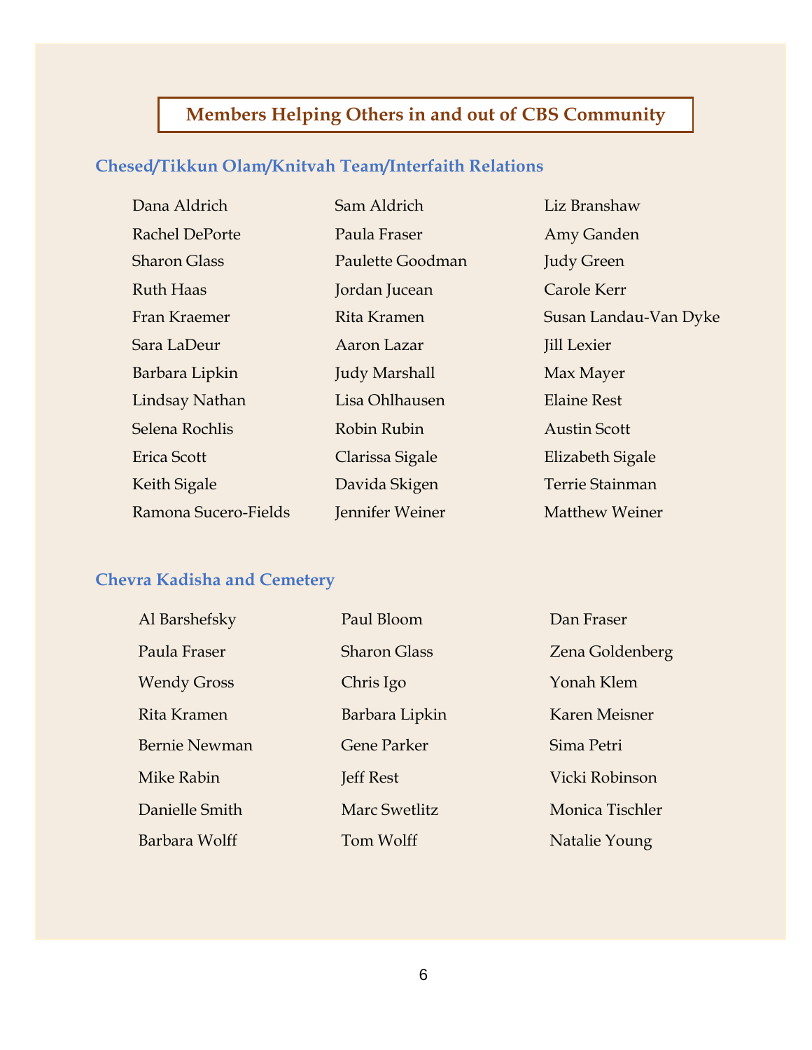## Members Helping Others in and out of CBS Community

### Chesed/Tikkun Olam/Knitvah Team/Interfaith Relations

| | | |
|---|---|---|
| Dana Aldrich | Sam Aldrich | Liz Branshaw |
| Rachel DePorte | Paula Fraser | Amy Ganden |
| Sharon Glass | Paulette Goodman | Judy Green |
| Ruth Haas | Jordan Jucean | Carole Kerr |
| Fran Kraemer | Rita Kramen | Susan Landau-Van Dyke |
| Sara LaDeur | Aaron Lazar | Jill Lexier |
| Barbara Lipkin | Judy Marshall | Max Mayer |
| Lindsay Nathan | Lisa Ohlhausen | Elaine Rest |
| Selena Rochlis | Robin Rubin | Austin Scott |
| Erica Scott | Clarissa Sigale | Elizabeth Sigale |
| Keith Sigale | Davida Skigen | Terrie Stainman |
| Ramona Sucero-Fields | Jennifer Weiner | Matthew Weiner |

### Chevra Kadisha and Cemetery

| | | |
|---|---|---|
| Al Barshefsky | Paul Bloom | Dan Fraser |
| Paula Fraser | Sharon Glass | Zena Goldenberg |
| Wendy Gross | Chris Igo | Yonah Klem |
| Rita Kramen | Barbara Lipkin | Karen Meisner |
| Bernie Newman | Gene Parker | Sima Petri |
| Mike Rabin | Jeff Rest | Vicki Robinson |
| Danielle Smith | Marc Swetlitz | Monica Tischler |
| Barbara Wolff | Tom Wolff | Natalie Young |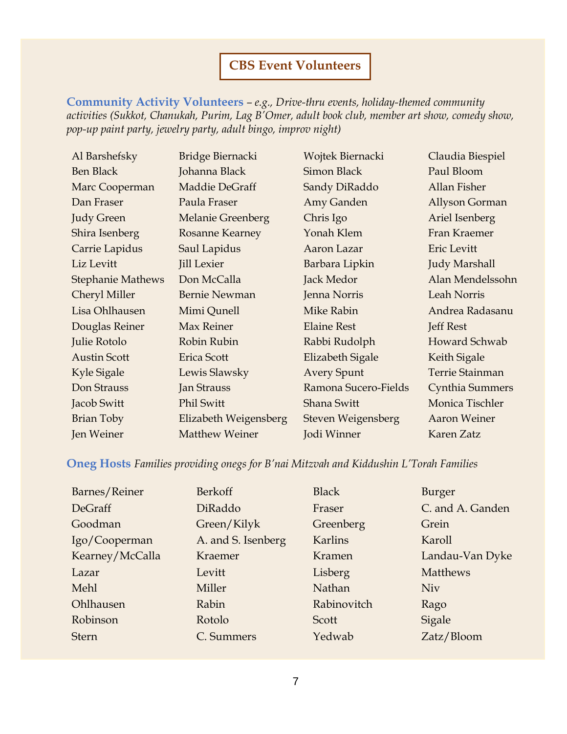# CBS Event Volunteers

**Community Activity Volunteers** – *e.g., Drive-thru events, holiday-themed community activities (Sukkot, Chanukah, Purim, Lag B'Omer, adult book club, member art show, comedy show, pop-up paint party, jewelry party, adult bingo, improv night)*

| | | | |
|---|---|---|---|
| Al Barshefsky | Bridge Biernacki | Wojtek Biernacki | Claudia Biespiel |
| Ben Black | Johanna Black | Simon Black | Paul Bloom |
| Marc Cooperman | Maddie DeGraff | Sandy DiRaddo | Allan Fisher |
| Dan Fraser | Paula Fraser | Amy Ganden | Allyson Gorman |
| Judy Green | Melanie Greenberg | Chris Igo | Ariel Isenberg |
| Shira Isenberg | Rosanne Kearney | Yonah Klem | Fran Kraemer |
| Carrie Lapidus | Saul Lapidus | Aaron Lazar | Eric Levitt |
| Liz Levitt | Jill Lexier | Barbara Lipkin | Judy Marshall |
| Stephanie Mathews | Don McCalla | Jack Medor | Alan Mendelssohn |
| Cheryl Miller | Bernie Newman | Jenna Norris | Leah Norris |
| Lisa Ohlhausen | Mimi Qunell | Mike Rabin | Andrea Radasanu |
| Douglas Reiner | Max Reiner | Elaine Rest | Jeff Rest |
| Julie Rotolo | Robin Rubin | Rabbi Rudolph | Howard Schwab |
| Austin Scott | Erica Scott | Elizabeth Sigale | Keith Sigale |
| Kyle Sigale | Lewis Slawsky | Avery Spunt | Terrie Stainman |
| Don Strauss | Jan Strauss | Ramona Sucero-Fields | Cynthia Summers |
| Jacob Switt | Phil Switt | Shana Switt | Monica Tischler |
| Brian Toby | Elizabeth Weigensberg | Steven Weigensberg | Aaron Weiner |
| Jen Weiner | Matthew Weiner | Jodi Winner | Karen Zatz |

**Oneg Hosts** *Families providing onegs for B'nai Mitzvah and Kiddushin L'Torah Families*

| | | | |
|---|---|---|---|
| Barnes/Reiner | Berkoff | Black | Burger |
| DeGraff | DiRaddo | Fraser | C. and A. Ganden |
| Goodman | Green/Kilyk | Greenberg | Grein |
| Igo/Cooperman | A. and S. Isenberg | Karlins | Karoll |
| Kearney/McCalla | Kraemer | Kramen | Landau-Van Dyke |
| Lazar | Levitt | Lisberg | Matthews |
| Mehl | Miller | Nathan | Niv |
| Ohlhausen | Rabin | Rabinovitch | Rago |
| Robinson | Rotolo | Scott | Sigale |
| Stern | C. Summers | Yedwab | Zatz/Bloom |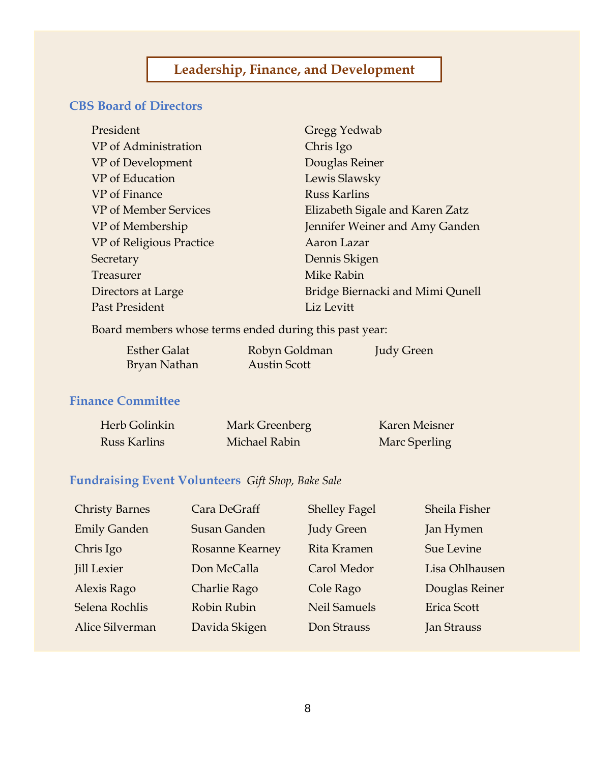# Leadership, Finance, and Development

## CBS Board of Directors

| | |
|---|---|
| President | Gregg Yedwab |
| VP of Administration | Chris Igo |
| VP of Development | Douglas Reiner |
| VP of Education | Lewis Slawsky |
| VP of Finance | Russ Karlins |
| VP of Member Services | Elizabeth Sigale and Karen Zatz |
| VP of Membership | Jennifer Weiner and Amy Ganden |
| VP of Religious Practice | Aaron Lazar |
| Secretary | Dennis Skigen |
| Treasurer | Mike Rabin |
| Directors at Large | Bridge Biernacki and Mimi Qunell |
| Past President | Liz Levitt |

Board members whose terms ended during this past year:

Esther Galat
Robyn Goldman
Judy Green
Bryan Nathan
Austin Scott

## Finance Committee

Herb Golinkin
Mark Greenberg
Karen Meisner
Russ Karlins
Michael Rabin
Marc Sperling

## Fundraising Event Volunteers *Gift Shop, Bake Sale*

Christy Barnes
Cara DeGraff
Shelley Fagel
Sheila Fisher
Emily Ganden
Susan Ganden
Judy Green
Jan Hymen
Chris Igo
Rosanne Kearney
Rita Kramen
Sue Levine
Jill Lexier
Don McCalla
Carol Medor
Lisa Ohlhausen
Alexis Rago
Charlie Rago
Cole Rago
Douglas Reiner
Selena Rochlis
Robin Rubin
Neil Samuels
Erica Scott
Alice Silverman
Davida Skigen
Don Strauss
Jan Strauss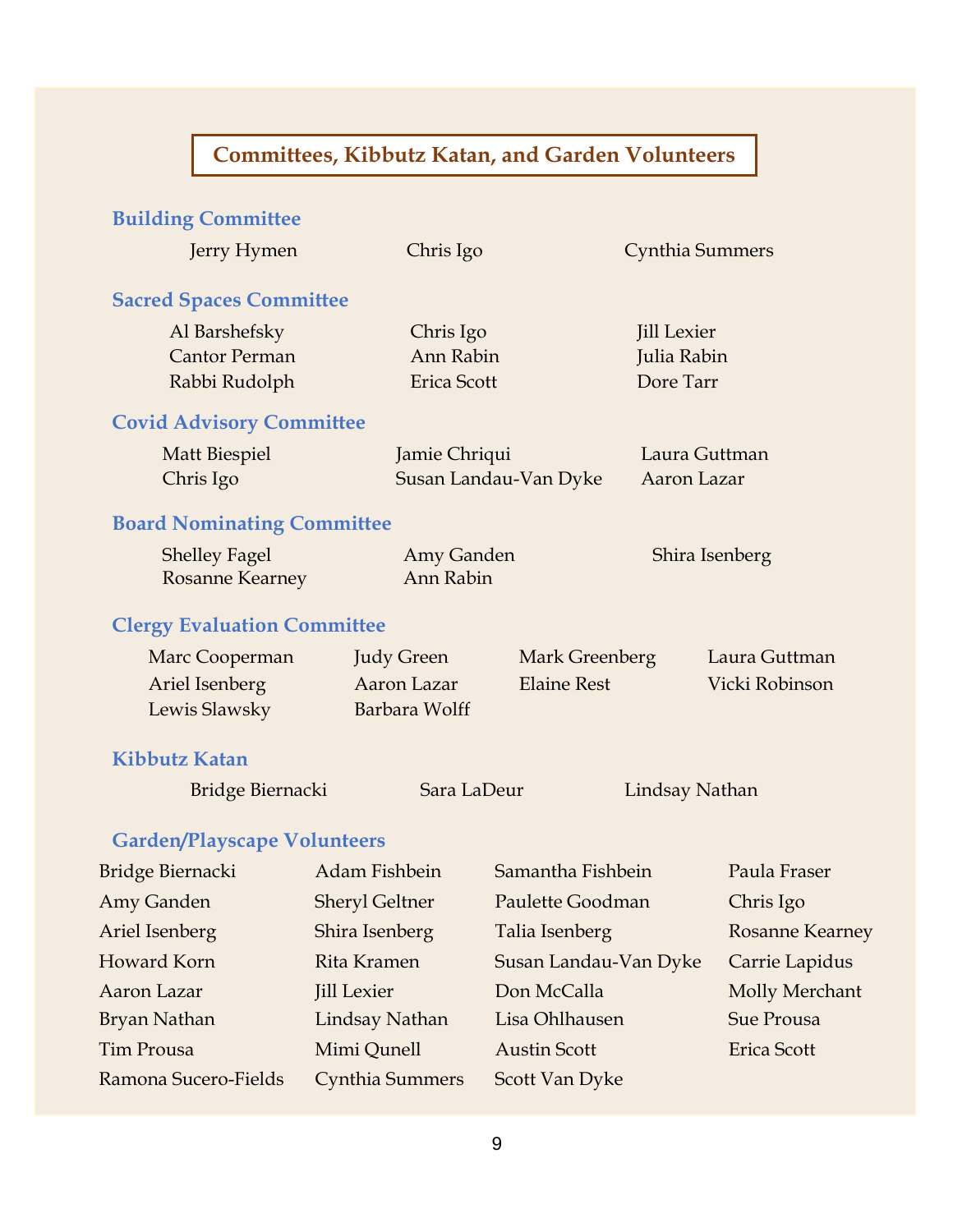# Committees, Kibbutz Katan, and Garden Volunteers

## Building Committee

Jerry Hymen
Chris Igo
Cynthia Summers

## Sacred Spaces Committee

Al Barshefsky
Chris Igo
Jill Lexier
Cantor Perman
Ann Rabin
Julia Rabin
Rabbi Rudolph
Erica Scott
Dore Tarr

## Covid Advisory Committee

Matt Biespiel
Jamie Chriqui
Laura Guttman
Chris Igo
Susan Landau-Van Dyke
Aaron Lazar

## Board Nominating Committee

Shelley Fagel
Amy Ganden
Shira Isenberg
Rosanne Kearney
Ann Rabin

## Clergy Evaluation Committee

Marc Cooperman
Judy Green
Mark Greenberg
Laura Guttman
Ariel Isenberg
Aaron Lazar
Elaine Rest
Vicki Robinson
Lewis Slawsky
Barbara Wolff

## Kibbutz Katan

Bridge Biernacki
Sara LaDeur
Lindsay Nathan

## Garden/Playscape Volunteers

Bridge Biernacki
Adam Fishbein
Samantha Fishbein
Paula Fraser
Amy Ganden
Sheryl Geltner
Paulette Goodman
Chris Igo
Ariel Isenberg
Shira Isenberg
Talia Isenberg
Rosanne Kearney
Howard Korn
Rita Kramen
Susan Landau-Van Dyke
Carrie Lapidus
Aaron Lazar
Jill Lexier
Don McCalla
Molly Merchant
Bryan Nathan
Lindsay Nathan
Lisa Ohlhausen
Sue Prousa
Tim Prousa
Mimi Qunell
Austin Scott
Erica Scott
Ramona Sucero-Fields
Cynthia Summers
Scott Van Dyke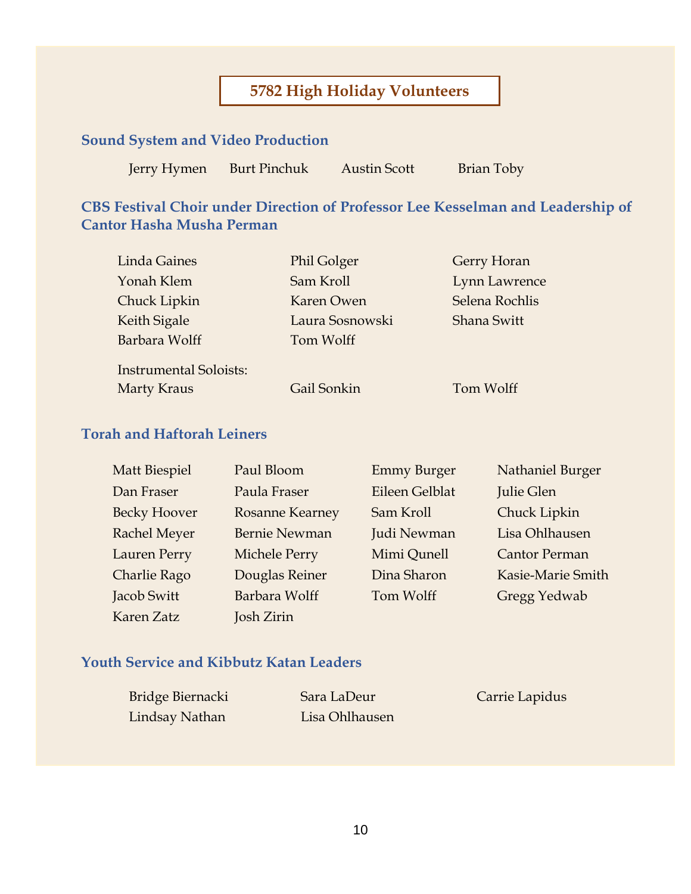# 5782 High Holiday Volunteers

## Sound System and Video Production

Jerry Hymen    Burt Pinchuk    Austin Scott    Brian Toby

## CBS Festival Choir under Direction of Professor Lee Kesselman and Leadership of Cantor Hasha Musha Perman

Linda Gaines    Phil Golger    Gerry Horan
Yonah Klem    Sam Kroll    Lynn Lawrence
Chuck Lipkin    Karen Owen    Selena Rochlis
Keith Sigale    Laura Sosnowski    Shana Switt
Barbara Wolff    Tom Wolff

Instrumental Soloists:
Marty Kraus    Gail Sonkin    Tom Wolff

## Torah and Haftorah Leiners

Matt Biespiel    Paul Bloom    Emmy Burger    Nathaniel Burger
Dan Fraser    Paula Fraser    Eileen Gelblat    Julie Glen
Becky Hoover    Rosanne Kearney    Sam Kroll    Chuck Lipkin
Rachel Meyer    Bernie Newman    Judi Newman    Lisa Ohlhausen
Lauren Perry    Michele Perry    Mimi Qunell    Cantor Perman
Charlie Rago    Douglas Reiner    Dina Sharon    Kasie-Marie Smith
Jacob Switt    Barbara Wolff    Tom Wolff    Gregg Yedwab
Karen Zatz    Josh Zirin

## Youth Service and Kibbutz Katan Leaders

Bridge Biernacki    Sara LaDeur    Carrie Lapidus
Lindsay Nathan    Lisa Ohlhausen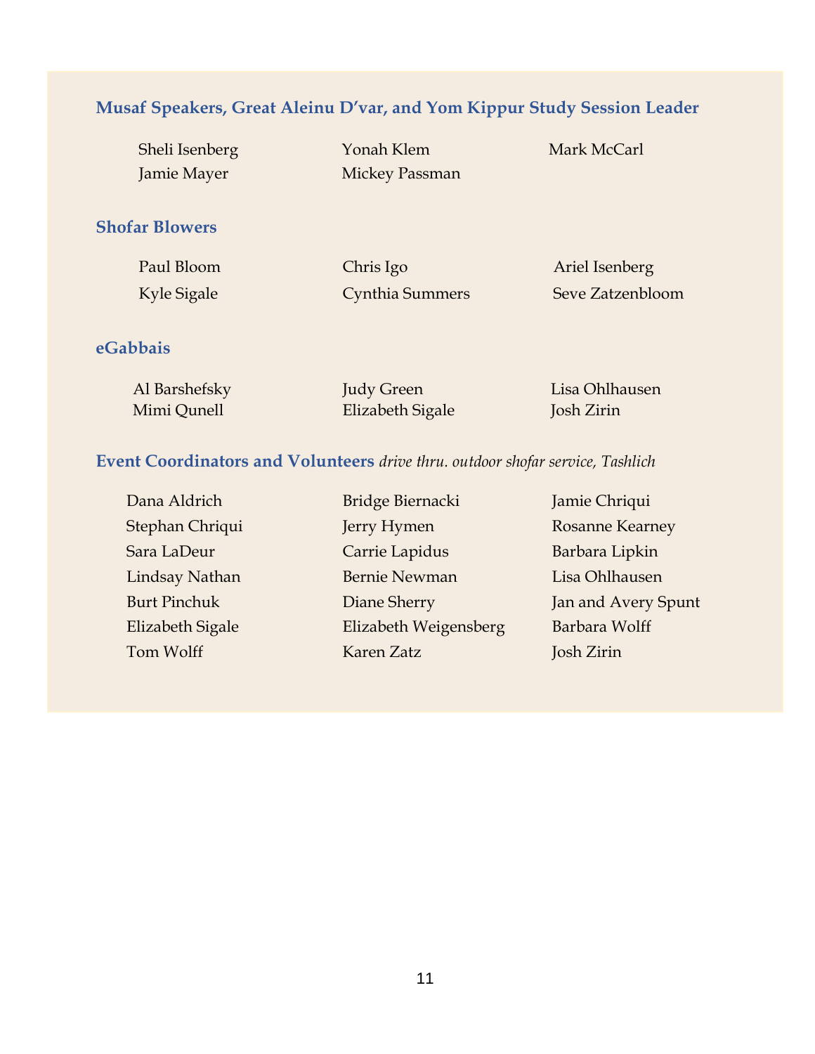### Musaf Speakers, Great Aleinu D'var, and Yom Kippur Study Session Leader

Sheli Isenberg
Yonah Klem
Mark McCarl
Jamie Mayer
Mickey Passman

### Shofar Blowers

Paul Bloom
Chris Igo
Ariel Isenberg
Kyle Sigale
Cynthia Summers
Seve Zatzenbloom

### eGabbais

Al Barshefsky
Judy Green
Lisa Ohlhausen
Mimi Qunell
Elizabeth Sigale
Josh Zirin

### Event Coordinators and Volunteers *drive thru. outdoor shofar service, Tashlich*

Dana Aldrich
Bridge Biernacki
Jamie Chriqui
Stephan Chriqui
Jerry Hymen
Rosanne Kearney
Sara LaDeur
Carrie Lapidus
Barbara Lipkin
Lindsay Nathan
Bernie Newman
Lisa Ohlhausen
Burt Pinchuk
Diane Sherry
Jan and Avery Spunt
Elizabeth Sigale
Elizabeth Weigensberg
Barbara Wolff
Tom Wolff
Karen Zatz
Josh Zirin